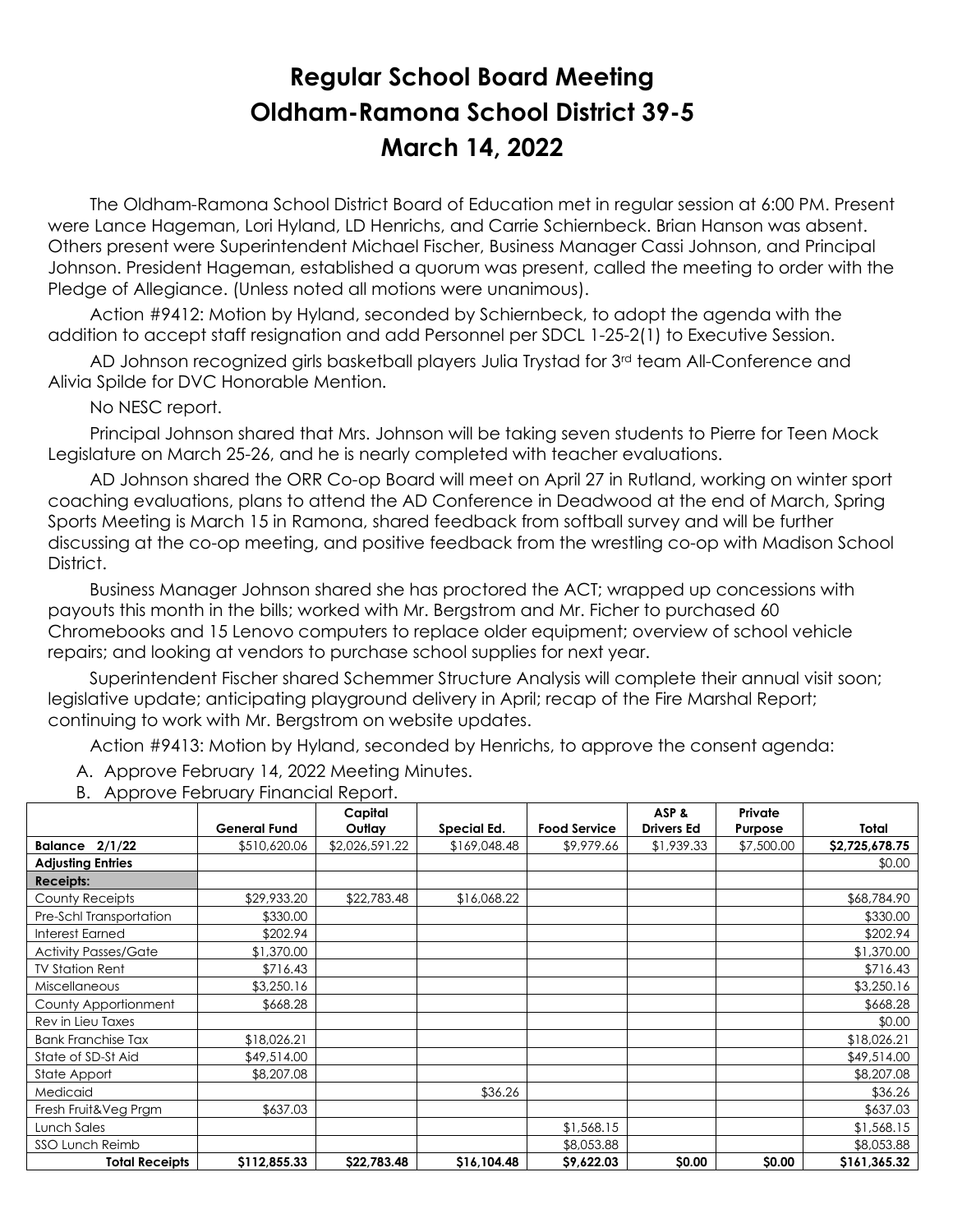# Regular School Board Meeting
# Oldham-Ramona School District 39-5
# March 14, 2022

The Oldham-Ramona School District Board of Education met in regular session at 6:00 PM. Present were Lance Hageman, Lori Hyland, LD Henrichs, and Carrie Schiernbeck. Brian Hanson was absent. Others present were Superintendent Michael Fischer, Business Manager Cassi Johnson, and Principal Johnson. President Hageman, established a quorum was present, called the meeting to order with the Pledge of Allegiance. (Unless noted all motions were unanimous).

Action #9412: Motion by Hyland, seconded by Schiernbeck, to adopt the agenda with the addition to accept staff resignation and add Personnel per SDCL 1-25-2(1) to Executive Session.

AD Johnson recognized girls basketball players Julia Trystad for 3rd team All-Conference and Alivia Spilde for DVC Honorable Mention.

No NESC report.

Principal Johnson shared that Mrs. Johnson will be taking seven students to Pierre for Teen Mock Legislature on March 25-26, and he is nearly completed with teacher evaluations.

AD Johnson shared the ORR Co-op Board will meet on April 27 in Rutland, working on winter sport coaching evaluations, plans to attend the AD Conference in Deadwood at the end of March, Spring Sports Meeting is March 15 in Ramona, shared feedback from softball survey and will be further discussing at the co-op meeting, and positive feedback from the wrestling co-op with Madison School District.

Business Manager Johnson shared she has proctored the ACT; wrapped up concessions with payouts this month in the bills; worked with Mr. Bergstrom and Mr. Ficher to purchased 60 Chromebooks and 15 Lenovo computers to replace older equipment; overview of school vehicle repairs; and looking at vendors to purchase school supplies for next year.

Superintendent Fischer shared Schemmer Structure Analysis will complete their annual visit soon; legislative update; anticipating playground delivery in April; recap of the Fire Marshal Report; continuing to work with Mr. Bergstrom on website updates.

Action #9413: Motion by Hyland, seconded by Henrichs, to approve the consent agenda:

A. Approve February 14, 2022 Meeting Minutes.
B. Approve February Financial Report.

| | General Fund | Capital Outlay | Special Ed. | Food Service | ASP & Drivers Ed | Private Purpose | Total |
|---|---|---|---|---|---|---|---|
| **Balance 2/1/22** | $510,620.06 | $2,026,591.22 | $169,048.48 | $9,979.66 | $1,939.33 | $7,500.00 | $2,725,678.75 |
| **Adjusting Entries** | | | | | | | $0.00 |
| **Receipts:** | | | | | | | |
| County Receipts | $29,933.20 | $22,783.48 | $16,068.22 | | | | $68,784.90 |
| Pre-Schl Transportation | $330.00 | | | | | | $330.00 |
| Interest Earned | $202.94 | | | | | | $202.94 |
| Activity Passes/Gate | $1,370.00 | | | | | | $1,370.00 |
| TV Station Rent | $716.43 | | | | | | $716.43 |
| Miscellaneous | $3,250.16 | | | | | | $3,250.16 |
| County Apportionment | $668.28 | | | | | | $668.28 |
| Rev in Lieu Taxes | | | | | | | $0.00 |
| Bank Franchise Tax | $18,026.21 | | | | | | $18,026.21 |
| State of SD-St Aid | $49,514.00 | | | | | | $49,514.00 |
| State Apport | $8,207.08 | | | | | | $8,207.08 |
| Medicaid | | | $36.26 | | | | $36.26 |
| Fresh Fruit&Veg Prgm | $637.03 | | | | | | $637.03 |
| Lunch Sales | | | | $1,568.15 | | | $1,568.15 |
| SSO Lunch Reimb | | | | $8,053.88 | | | $8,053.88 |
| **Total Receipts** | **$112,855.33** | **$22,783.48** | **$16,104.48** | **$9,622.03** | **$0.00** | **$0.00** | **$161,365.32** |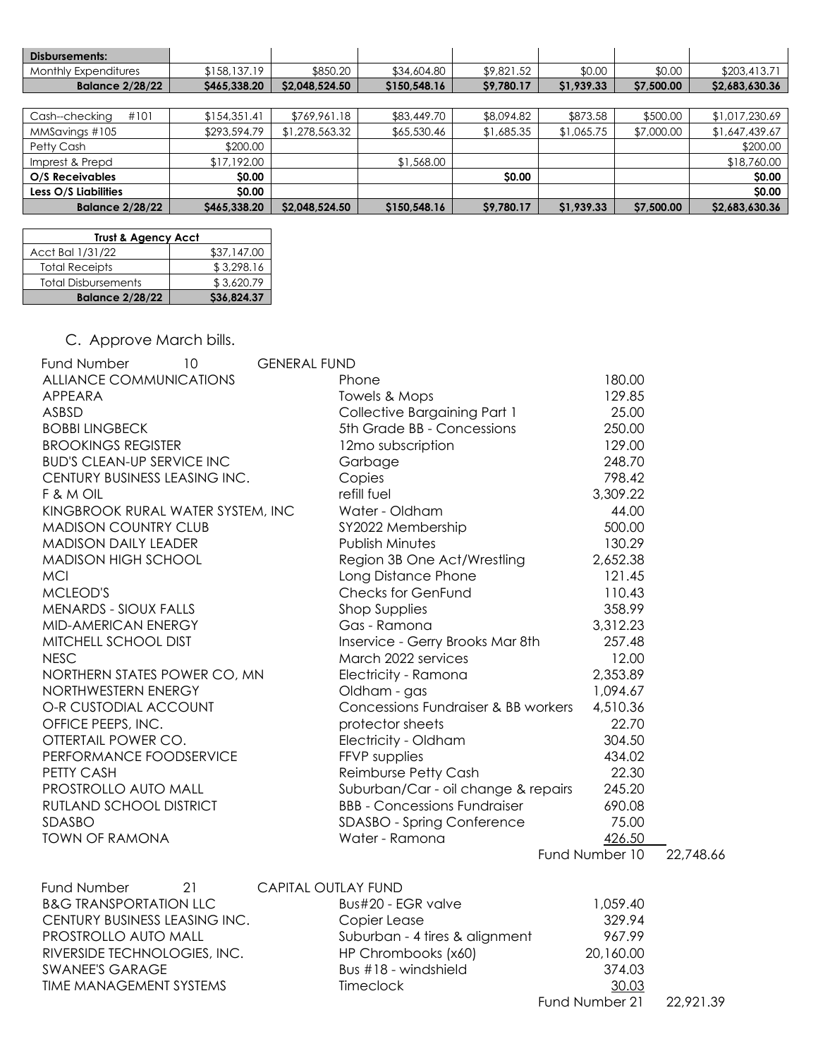| Disbursements: | | | | | | | |
|---|---|---|---|---|---|---|---|
| Monthly Expenditures | $158,137.19 | $850.20 | $34,604.80 | $9,821.52 | $0.00 | $0.00 | $203,413.71 |
| **Balance 2/28/22** | **$465,338.20** | **$2,048,524.50** | **$150,548.16** | **$9,780.17** | **$1,939.33** | **$7,500.00** | **$2,683,630.36** |

| | | | | | | | |
|---|---|---|---|---|---|---|---|
| Cash--checking #101 | $154,351.41 | $769,961.18 | $83,449.70 | $8,094.82 | $873.58 | $500.00 | $1,017,230.69 |
| MMSavings #105 | $293,594.79 | $1,278,563.32 | $65,530.46 | $1,685.35 | $1,065.75 | $7,000.00 | $1,647,439.67 |
| Petty Cash | $200.00 | | | | | | $200.00 |
| Imprest & Prepd | $17,192.00 | | $1,568.00 | | | | $18,760.00 |
| **O/S Receivables** | **$0.00** | | | **$0.00** | | | **$0.00** |
| **Less O/S Liabilities** | **$0.00** | | | | | | **$0.00** |
| **Balance 2/28/22** | **$465,338.20** | **$2,048,524.50** | **$150,548.16** | **$9,780.17** | **$1,939.33** | **$7,500.00** | **$2,683,630.36** |

| Trust & Agency Acct | |
|---|---|
| Acct Bal 1/31/22 | $37,147.00 |
| Total Receipts | $ 3,298.16 |
| Total Disbursements | $ 3,620.79 |
| **Balance 2/28/22** | **$36,824.37** |

C. Approve March bills.

| Fund Number 10 | GENERAL FUND | | |
|---|---|---|---|
| ALLIANCE COMMUNICATIONS | Phone | 180.00 | |
| APPEARA | Towels & Mops | 129.85 | |
| ASBSD | Collective Bargaining Part 1 | 25.00 | |
| BOBBI LINGBECK | 5th Grade BB - Concessions | 250.00 | |
| BROOKINGS REGISTER | 12mo subscription | 129.00 | |
| BUD'S CLEAN-UP SERVICE INC | Garbage | 248.70 | |
| CENTURY BUSINESS LEASING INC. | Copies | 798.42 | |
| F & M OIL | refill fuel | 3,309.22 | |
| KINGBROOK RURAL WATER SYSTEM, INC | Water - Oldham | 44.00 | |
| MADISON COUNTRY CLUB | SY2022 Membership | 500.00 | |
| MADISON DAILY LEADER | Publish Minutes | 130.29 | |
| MADISON HIGH SCHOOL | Region 3B One Act/Wrestling | 2,652.38 | |
| MCI | Long Distance Phone | 121.45 | |
| MCLEOD'S | Checks for GenFund | 110.43 | |
| MENARDS - SIOUX FALLS | Shop Supplies | 358.99 | |
| MID-AMERICAN ENERGY | Gas - Ramona | 3,312.23 | |
| MITCHELL SCHOOL DIST | Inservice - Gerry Brooks Mar 8th | 257.48 | |
| NESC | March 2022 services | 12.00 | |
| NORTHERN STATES POWER CO, MN | Electricity - Ramona | 2,353.89 | |
| NORTHWESTERN ENERGY | Oldham - gas | 1,094.67 | |
| O-R CUSTODIAL ACCOUNT | Concessions Fundraiser & BB workers | 4,510.36 | |
| OFFICE PEEPS, INC. | protector sheets | 22.70 | |
| OTTERTAIL POWER CO. | Electricity - Oldham | 304.50 | |
| PERFORMANCE FOODSERVICE | FFVP supplies | 434.02 | |
| PETTY CASH | Reimburse Petty Cash | 22.30 | |
| PROSTROLLO AUTO MALL | Suburban/Car - oil change & repairs | 245.20 | |
| RUTLAND SCHOOL DISTRICT | BBB - Concessions Fundraiser | 690.08 | |
| SDASBO | SDASBO - Spring Conference | 75.00 | |
| TOWN OF RAMONA | Water - Ramona | 426.50 | |
| | | Fund Number 10 | 22,748.66 |

| Fund Number 21 | CAPITAL OUTLAY FUND | | |
|---|---|---|---|
| B&G TRANSPORTATION LLC | Bus#20 - EGR valve | 1,059.40 | |
| CENTURY BUSINESS LEASING INC. | Copier Lease | 329.94 | |
| PROSTROLLO AUTO MALL | Suburban - 4 tires & alignment | 967.99 | |
| RIVERSIDE TECHNOLOGIES, INC. | HP Chrombooks (x60) | 20,160.00 | |
| SWANEE'S GARAGE | Bus #18 - windshield | 374.03 | |
| TIME MANAGEMENT SYSTEMS | Timeclock | 30.03 | |
| | | Fund Number 21 | 22,921.39 |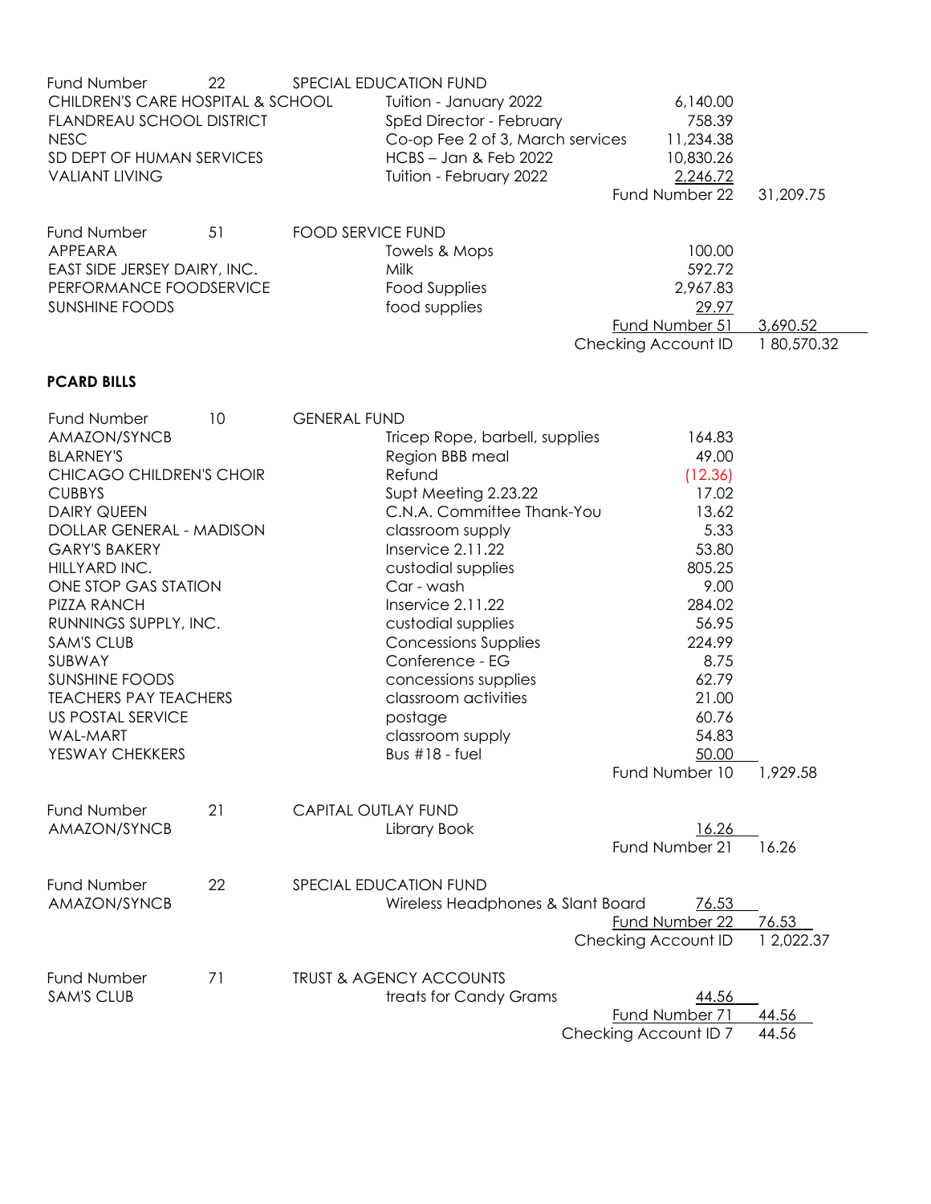| Fund Number | 22 | SPECIAL EDUCATION FUND | | |
|---|---|---|---|---|
| CHILDREN'S CARE HOSPITAL & SCHOOL | | Tuition - January 2022 | 6,140.00 | |
| FLANDREAU SCHOOL DISTRICT | | SpEd Director - February | 758.39 | |
| NESC | | Co-op Fee 2 of 3, March services | 11,234.38 | |
| SD DEPT OF HUMAN SERVICES | | HCBS – Jan & Feb 2022 | 10,830.26 | |
| VALIANT LIVING | | Tuition - February 2022 | 2,246.72 | |
| | | | Fund Number 22 | 31,209.75 |

| Fund Number | 51 | FOOD SERVICE FUND | | |
|---|---|---|---|---|
| APPEARA | | Towels & Mops | 100.00 | |
| EAST SIDE JERSEY DAIRY, INC. | | Milk | 592.72 | |
| PERFORMANCE FOODSERVICE | | Food Supplies | 2,967.83 | |
| SUNSHINE FOODS | | food supplies | 29.97 | |
| | | | Fund Number 51 | 3,690.52 |
| | | | Checking Account ID | 1 80,570.32 |

**PCARD BILLS**

| Fund Number | 10 | GENERAL FUND | | |
|---|---|---|---|---|
| AMAZON/SYNCB | | Tricep Rope, barbell, supplies | 164.83 | |
| BLARNEY'S | | Region BBB meal | 49.00 | |
| CHICAGO CHILDREN'S CHOIR | | Refund | (12.36) | |
| CUBBYS | | Supt Meeting 2.23.22 | 17.02 | |
| DAIRY QUEEN | | C.N.A. Committee Thank-You | 13.62 | |
| DOLLAR GENERAL - MADISON | | classroom supply | 5.33 | |
| GARY'S BAKERY | | Inservice 2.11.22 | 53.80 | |
| HILLYARD INC. | | custodial supplies | 805.25 | |
| ONE STOP GAS STATION | | Car - wash | 9.00 | |
| PIZZA RANCH | | Inservice 2.11.22 | 284.02 | |
| RUNNINGS SUPPLY, INC. | | custodial supplies | 56.95 | |
| SAM'S CLUB | | Concessions Supplies | 224.99 | |
| SUBWAY | | Conference - EG | 8.75 | |
| SUNSHINE FOODS | | concessions supplies | 62.79 | |
| TEACHERS PAY TEACHERS | | classroom activities | 21.00 | |
| US POSTAL SERVICE | | postage | 60.76 | |
| WAL-MART | | classroom supply | 54.83 | |
| YESWAY CHEKKERS | | Bus #18 - fuel | 50.00 | |
| | | | Fund Number 10 | 1,929.58 |

| Fund Number | 21 | CAPITAL OUTLAY FUND | | |
|---|---|---|---|---|
| AMAZON/SYNCB | | Library Book | 16.26 | |
| | | | Fund Number 21 | 16.26 |

| Fund Number | 22 | SPECIAL EDUCATION FUND | | |
|---|---|---|---|---|
| AMAZON/SYNCB | | Wireless Headphones & Slant Board | 76.53 | |
| | | | Fund Number 22 | 76.53 |
| | | | Checking Account ID | 1 2,022.37 |

| Fund Number | 71 | TRUST & AGENCY ACCOUNTS | | |
|---|---|---|---|---|
| SAM'S CLUB | | treats for Candy Grams | 44.56 | |
| | | | Fund Number 71 | 44.56 |
| | | | Checking Account ID 7 | 44.56 |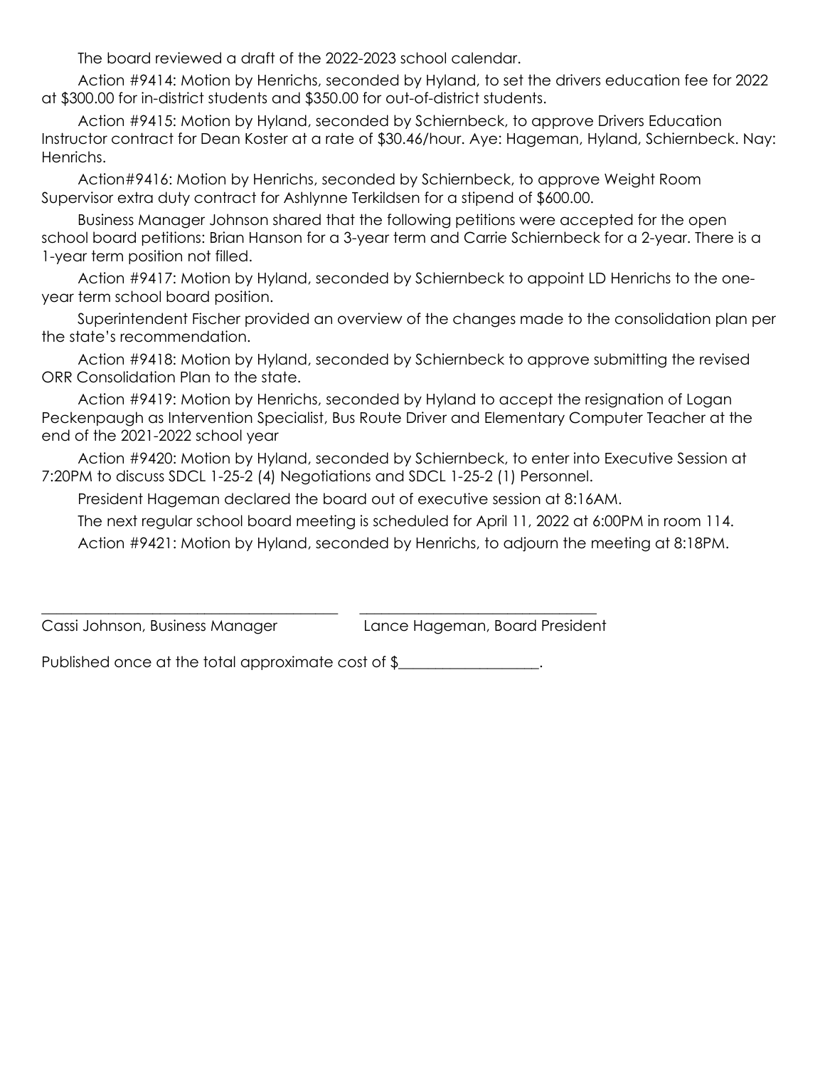The board reviewed a draft of the 2022-2023 school calendar.

Action #9414: Motion by Henrichs, seconded by Hyland, to set the drivers education fee for 2022 at $300.00 for in-district students and $350.00 for out-of-district students.

Action #9415: Motion by Hyland, seconded by Schiernbeck, to approve Drivers Education Instructor contract for Dean Koster at a rate of $30.46/hour. Aye: Hageman, Hyland, Schiernbeck. Nay: Henrichs.

Action#9416: Motion by Henrichs, seconded by Schiernbeck, to approve Weight Room Supervisor extra duty contract for Ashlynne Terkildsen for a stipend of $600.00.

Business Manager Johnson shared that the following petitions were accepted for the open school board petitions: Brian Hanson for a 3-year term and Carrie Schiernbeck for a 2-year. There is a 1-year term position not filled.

Action #9417: Motion by Hyland, seconded by Schiernbeck to appoint LD Henrichs to the one-year term school board position.

Superintendent Fischer provided an overview of the changes made to the consolidation plan per the state's recommendation.

Action #9418: Motion by Hyland, seconded by Schiernbeck to approve submitting the revised ORR Consolidation Plan to the state.

Action #9419: Motion by Henrichs, seconded by Hyland to accept the resignation of Logan Peckenpaugh as Intervention Specialist, Bus Route Driver and Elementary Computer Teacher at the end of the 2021-2022 school year

Action #9420: Motion by Hyland, seconded by Schiernbeck, to enter into Executive Session at 7:20PM to discuss SDCL 1-25-2 (4) Negotiations and SDCL 1-25-2 (1) Personnel.

President Hageman declared the board out of executive session at 8:16AM.

The next regular school board meeting is scheduled for April 11, 2022 at 6:00PM in room 114.

Action #9421: Motion by Hyland, seconded by Henrichs, to adjourn the meeting at 8:18PM.

_______________________________________ _______________________________

Cassi Johnson, Business Manager Lance Hageman, Board President

Published once at the total approximate cost of $__________________.